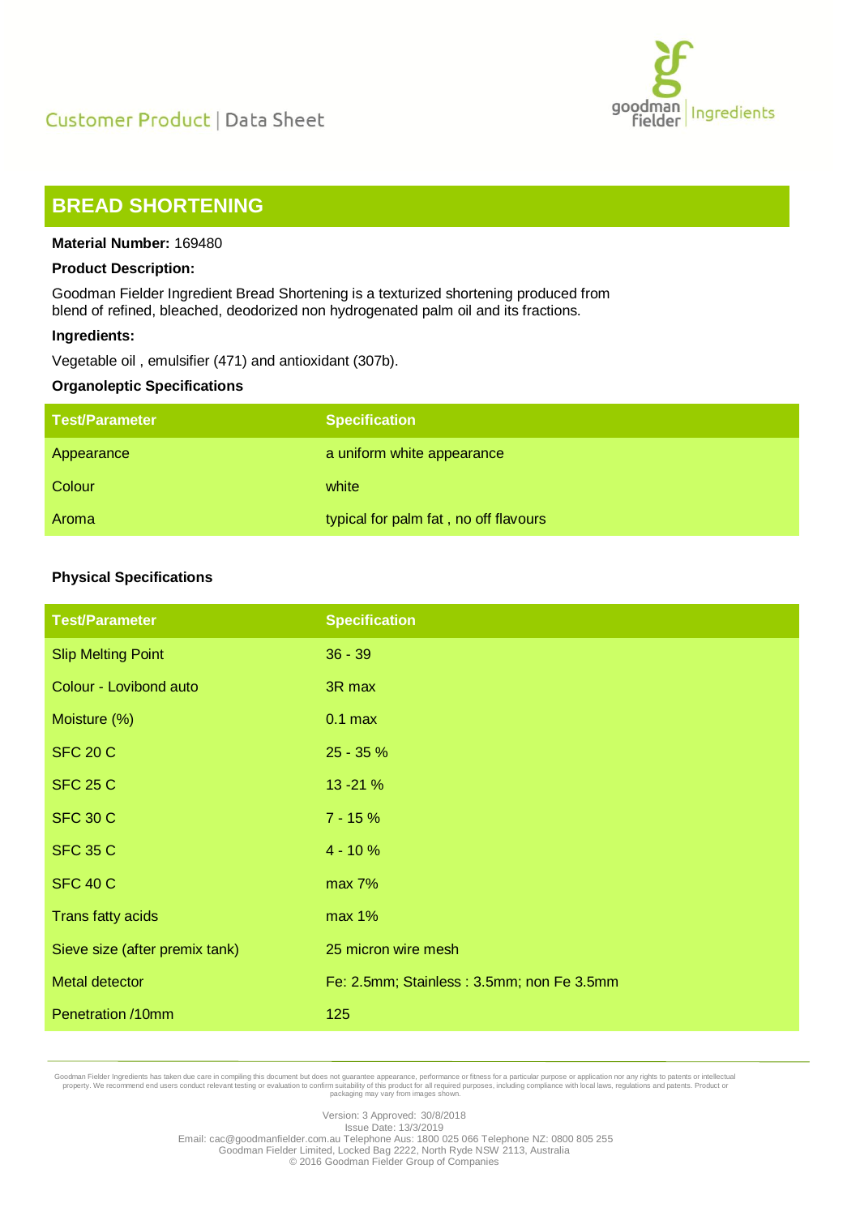Customer Product | Data Sheet

# BREAD SHORTENING

**Material Number:** 169480

**Product Description:**

Goodman Fielder Ingredient Bread Shortening is a texturized shortening produced from blend of refined, bleached, deodorized non hydrogenated palm oil and its fractions.

**Ingredients:**

Vegetable oil , emulsifier (471) and antioxidant (307b).

**Organoleptic Specifications**

| Test/Parameter | Specification |
|---|---|
| Appearance | a uniform white appearance |
| Colour | white |
| Aroma | typical for palm fat , no off flavours |

**Physical Specifications**

| Test/Parameter | Specification |
|---|---|
| Slip Melting Point | 36 - 39 |
| Colour - Lovibond auto | 3R max |
| Moisture (%) | 0.1 max |
| SFC 20 C | 25 - 35 % |
| SFC 25 C | 13 -21 % |
| SFC 30 C | 7 - 15 % |
| SFC 35 C | 4 - 10 % |
| SFC 40 C | max 7% |
| Trans fatty acids | max 1% |
| Sieve size (after premix tank) | 25 micron wire mesh |
| Metal detector | Fe: 2.5mm; Stainless : 3.5mm; non Fe 3.5mm |
| Penetration /10mm | 125 |

Goodman Fielder Ingredients has taken due care in compiling this document but does not guarantee appearance, performance or fitness for a particular purpose or application nor any rights to patents or intellectual property. We recommend end users conduct relevant testing or evaluation to confirm suitability of this product for all required purposes, including compliance with local laws, regulations and patents. Product or packaging may vary from images shown.

Version: 3 Approved: 30/8/2018
Issue Date: 13/3/2019
Email: cac@goodmanfielder.com.au Telephone Aus: 1800 025 066 Telephone NZ: 0800 805 255
Goodman Fielder Limited, Locked Bag 2222, North Ryde NSW 2113, Australia
© 2016 Goodman Fielder Group of Companies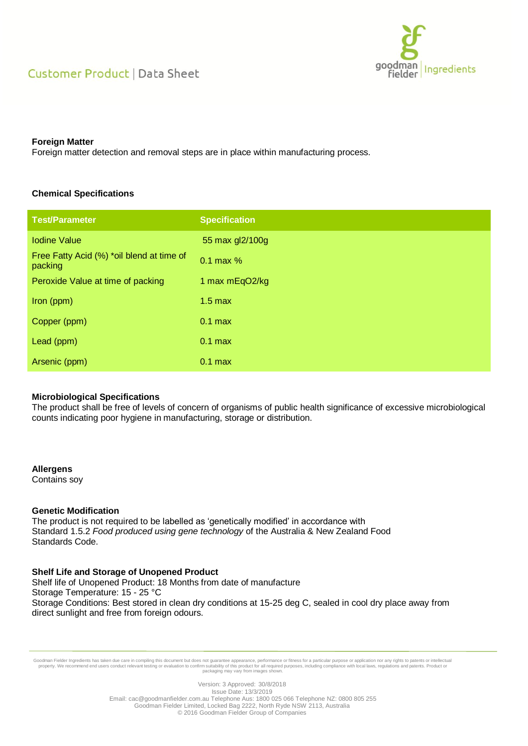#### Foreign Matter

Foreign matter detection and removal steps are in place within manufacturing process.

#### Chemical Specifications

| Test/Parameter | Specification |
|---|---|
| Iodine Value | 55 max gl2/100g |
| Free Fatty Acid (%) *oil blend at time of packing | 0.1 max % |
| Peroxide Value at time of packing | 1 max mEqO2/kg |
| Iron (ppm) | 1.5 max |
| Copper (ppm) | 0.1 max |
| Lead (ppm) | 0.1 max |
| Arsenic (ppm) | 0.1 max |

#### Microbiological Specifications

The product shall be free of levels of concern of organisms of public health significance of excessive microbiological counts indicating poor hygiene in manufacturing, storage or distribution.

#### Allergens

Contains soy

#### Genetic Modification

The product is not required to be labelled as 'genetically modified' in accordance with Standard 1.5.2 *Food produced using gene technology* of the Australia & New Zealand Food Standards Code.

#### Shelf Life and Storage of Unopened Product

Shelf life of Unopened Product: 18 Months from date of manufacture
Storage Temperature: 15 - 25 °C
Storage Conditions: Best stored in clean dry conditions at 15-25 deg C, sealed in cool dry place away from direct sunlight and free from foreign odours.

Goodman Fielder Ingredients has taken due care in compiling this document but does not guarantee appearance, performance or fitness for a particular purpose or application nor any rights to patents or intellectual property. We recommend end users conduct relevant testing or evaluation to confirm suitability of this product for all required purposes, including compliance with local laws, regulations and patents. Product or packaging may vary from images shown.

Version: 3 Approved: 30/8/2018
Issue Date: 13/3/2019
Email: cac@goodmanfielder.com.au Telephone Aus: 1800 025 066 Telephone NZ: 0800 805 255
Goodman Fielder Limited, Locked Bag 2222, North Ryde NSW 2113, Australia
© 2016 Goodman Fielder Group of Companies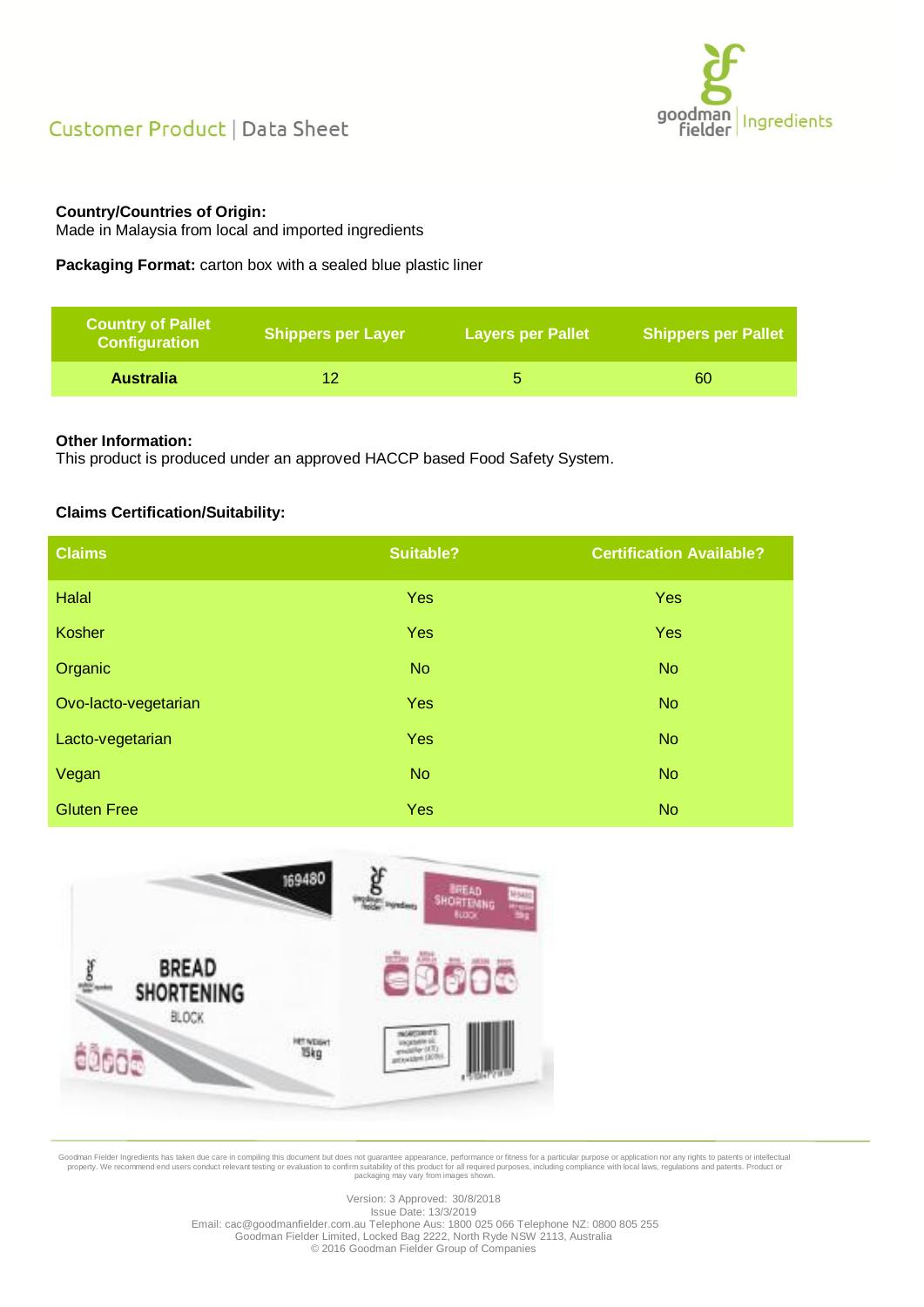Customer Product | Data Sheet

**Country/Countries of Origin:**
Made in Malaysia from local and imported ingredients

**Packaging Format:** carton box with a sealed blue plastic liner

| Country of Pallet Configuration | Shippers per Layer | Layers per Pallet | Shippers per Pallet |
|---|---|---|---|
| **Australia** | 12 | 5 | 60 |

**Other Information:**
This product is produced under an approved HACCP based Food Safety System.

**Claims Certification/Suitability:**

| Claims | Suitable? | Certification Available? |
|---|---|---|
| Halal | Yes | Yes |
| Kosher | Yes | Yes |
| Organic | No | No |
| Ovo-lacto-vegetarian | Yes | No |
| Lacto-vegetarian | Yes | No |
| Vegan | No | No |
| Gluten Free | Yes | No |

Goodman Fielder Ingredients has taken due care in compiling this document but does not guarantee appearance, performance or fitness for a particular purpose or application nor any rights to patents or intellectual property. We recommend end users conduct relevant testing or evaluation to confirm suitability of this product for all required purposes, including compliance with local laws, regulations and patents. Product or packaging may vary from images shown.

Version: 3 Approved: 30/8/2018
Issue Date: 13/3/2019
Email: cac@goodmanfielder.com.au Telephone Aus: 1800 025 066 Telephone NZ: 0800 805 255
Goodman Fielder Limited, Locked Bag 2222, North Ryde NSW 2113, Australia
© 2016 Goodman Fielder Group of Companies